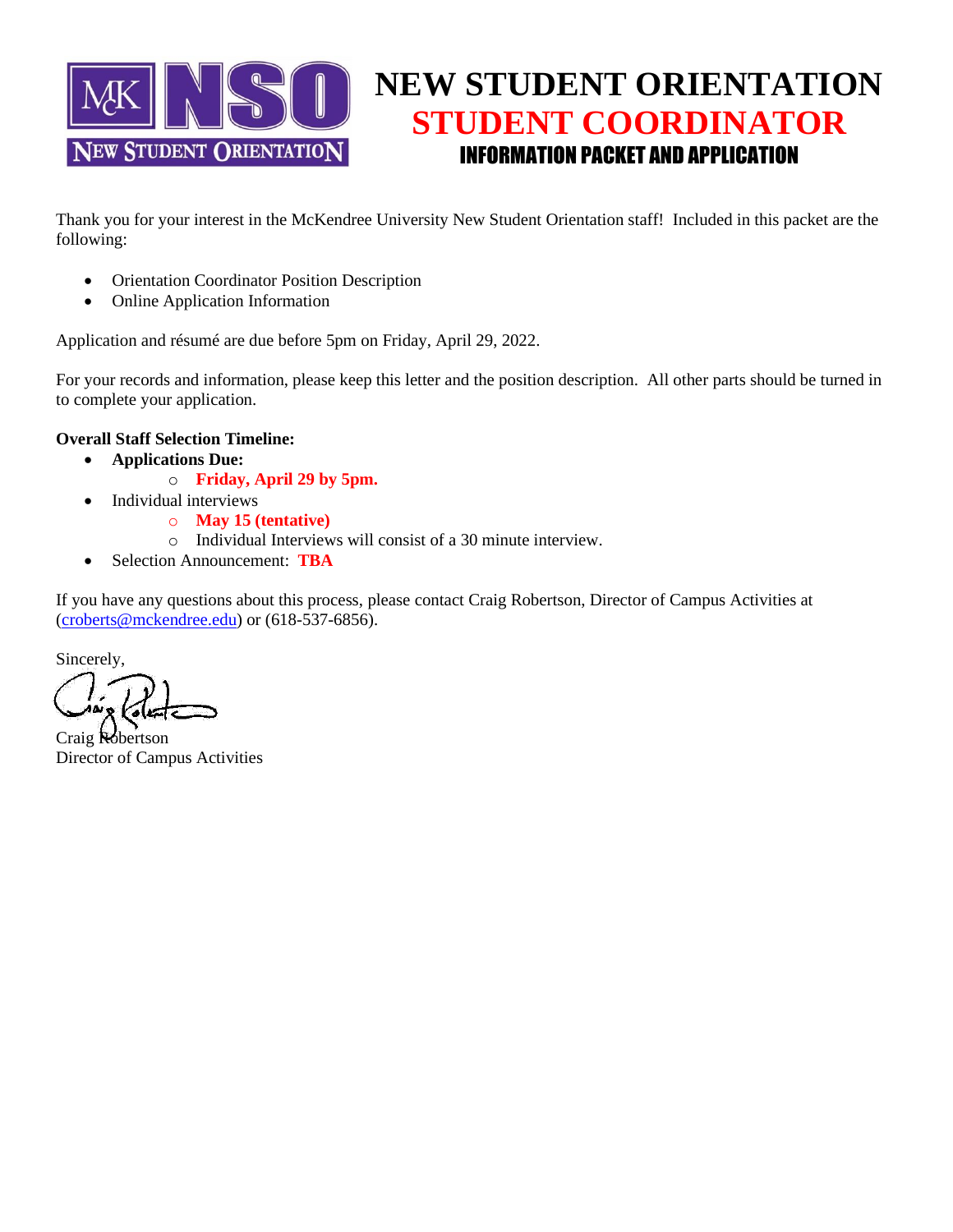# NEW STUDENT ORIENTATION
## STUDENT COORDINATOR
### INFORMATION PACKET AND APPLICATION

Thank you for your interest in the McKendree University New Student Orientation staff! Included in this packet are the following:

- Orientation Coordinator Position Description
- Online Application Information

Application and résumé are due before 5pm on Friday, April 29, 2022.

For your records and information, please keep this letter and the position description. All other parts should be turned in to complete your application.

**Overall Staff Selection Timeline:**

- **Applications Due:**
  - **Friday, April 29 by 5pm.**
- Individual interviews
  - **May 15 (tentative)**
  - Individual Interviews will consist of a 30 minute interview.
- Selection Announcement: **TBA**

If you have any questions about this process, please contact Craig Robertson, Director of Campus Activities at (croberts@mckendree.edu) or (618-537-6856).

Sincerely,

Craig Robertson
Director of Campus Activities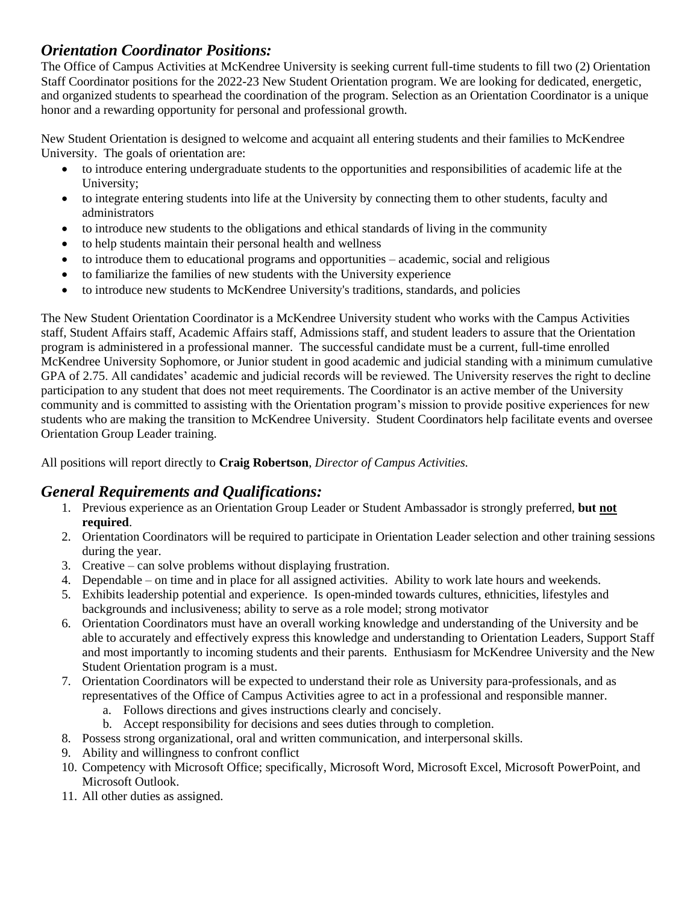## *Orientation Coordinator Positions:*

The Office of Campus Activities at McKendree University is seeking current full-time students to fill two (2) Orientation Staff Coordinator positions for the 2022-23 New Student Orientation program. We are looking for dedicated, energetic, and organized students to spearhead the coordination of the program. Selection as an Orientation Coordinator is a unique honor and a rewarding opportunity for personal and professional growth.

New Student Orientation is designed to welcome and acquaint all entering students and their families to McKendree University. The goals of orientation are:

- to introduce entering undergraduate students to the opportunities and responsibilities of academic life at the University;
- to integrate entering students into life at the University by connecting them to other students, faculty and administrators
- to introduce new students to the obligations and ethical standards of living in the community
- to help students maintain their personal health and wellness
- to introduce them to educational programs and opportunities – academic, social and religious
- to familiarize the families of new students with the University experience
- to introduce new students to McKendree University's traditions, standards, and policies

The New Student Orientation Coordinator is a McKendree University student who works with the Campus Activities staff, Student Affairs staff, Academic Affairs staff, Admissions staff, and student leaders to assure that the Orientation program is administered in a professional manner. The successful candidate must be a current, full-time enrolled McKendree University Sophomore, or Junior student in good academic and judicial standing with a minimum cumulative GPA of 2.75. All candidates' academic and judicial records will be reviewed. The University reserves the right to decline participation to any student that does not meet requirements. The Coordinator is an active member of the University community and is committed to assisting with the Orientation program's mission to provide positive experiences for new students who are making the transition to McKendree University. Student Coordinators help facilitate events and oversee Orientation Group Leader training.

All positions will report directly to **Craig Robertson**, *Director of Campus Activities.*

## *General Requirements and Qualifications:*

1. Previous experience as an Orientation Group Leader or Student Ambassador is strongly preferred, **but not required**.
2. Orientation Coordinators will be required to participate in Orientation Leader selection and other training sessions during the year.
3. Creative – can solve problems without displaying frustration.
4. Dependable – on time and in place for all assigned activities. Ability to work late hours and weekends.
5. Exhibits leadership potential and experience. Is open-minded towards cultures, ethnicities, lifestyles and backgrounds and inclusiveness; ability to serve as a role model; strong motivator
6. Orientation Coordinators must have an overall working knowledge and understanding of the University and be able to accurately and effectively express this knowledge and understanding to Orientation Leaders, Support Staff and most importantly to incoming students and their parents. Enthusiasm for McKendree University and the New Student Orientation program is a must.
7. Orientation Coordinators will be expected to understand their role as University para-professionals, and as representatives of the Office of Campus Activities agree to act in a professional and responsible manner.
   a. Follows directions and gives instructions clearly and concisely.
   b. Accept responsibility for decisions and sees duties through to completion.
8. Possess strong organizational, oral and written communication, and interpersonal skills.
9. Ability and willingness to confront conflict
10. Competency with Microsoft Office; specifically, Microsoft Word, Microsoft Excel, Microsoft PowerPoint, and Microsoft Outlook.
11. All other duties as assigned.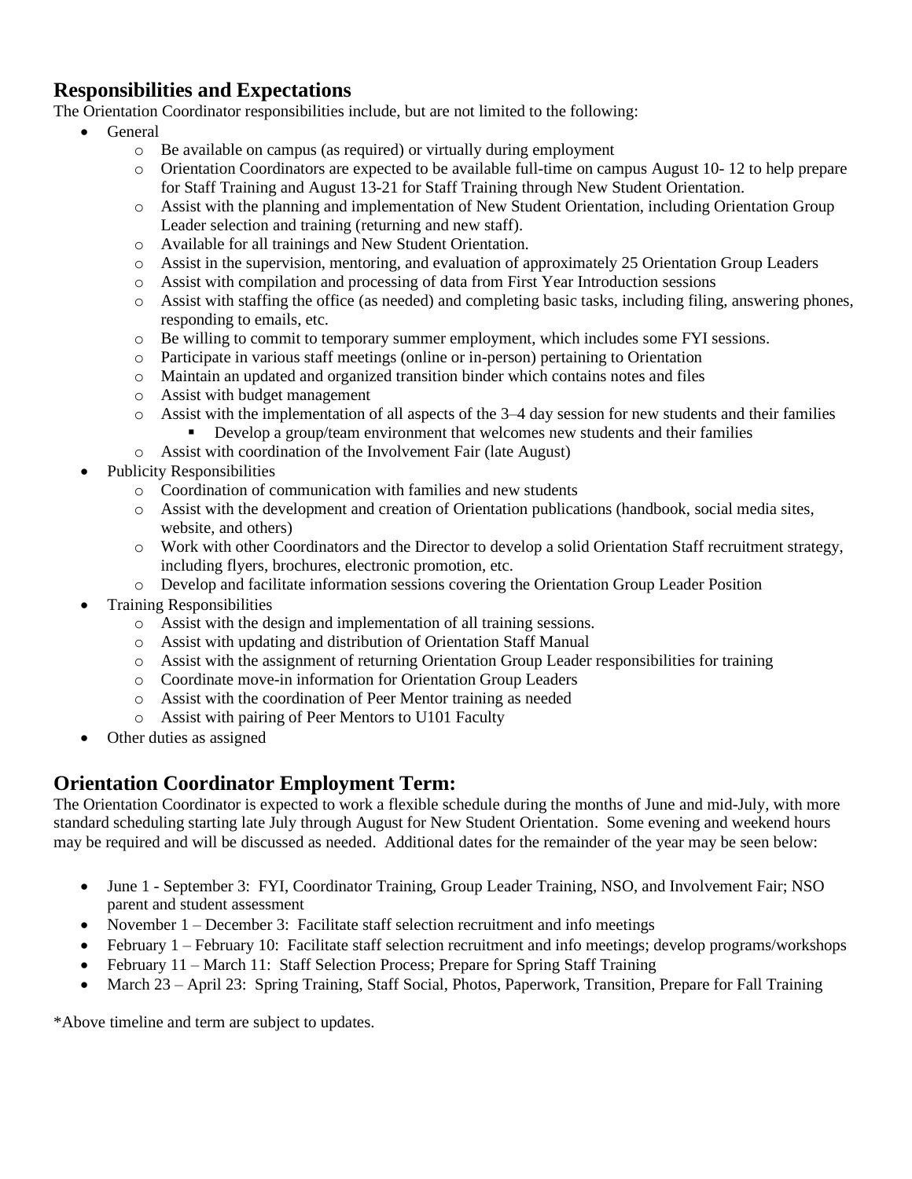## Responsibilities and Expectations

The Orientation Coordinator responsibilities include, but are not limited to the following:

- General
    - Be available on campus (as required) or virtually during employment
    - Orientation Coordinators are expected to be available full-time on campus August 10- 12 to help prepare for Staff Training and August 13-21 for Staff Training through New Student Orientation.
    - Assist with the planning and implementation of New Student Orientation, including Orientation Group Leader selection and training (returning and new staff).
    - Available for all trainings and New Student Orientation.
    - Assist in the supervision, mentoring, and evaluation of approximately 25 Orientation Group Leaders
    - Assist with compilation and processing of data from First Year Introduction sessions
    - Assist with staffing the office (as needed) and completing basic tasks, including filing, answering phones, responding to emails, etc.
    - Be willing to commit to temporary summer employment, which includes some FYI sessions.
    - Participate in various staff meetings (online or in-person) pertaining to Orientation
    - Maintain an updated and organized transition binder which contains notes and files
    - Assist with budget management
    - Assist with the implementation of all aspects of the 3–4 day session for new students and their families
        - Develop a group/team environment that welcomes new students and their families
    - Assist with coordination of the Involvement Fair (late August)
- Publicity Responsibilities
    - Coordination of communication with families and new students
    - Assist with the development and creation of Orientation publications (handbook, social media sites, website, and others)
    - Work with other Coordinators and the Director to develop a solid Orientation Staff recruitment strategy, including flyers, brochures, electronic promotion, etc.
    - Develop and facilitate information sessions covering the Orientation Group Leader Position
- Training Responsibilities
    - Assist with the design and implementation of all training sessions.
    - Assist with updating and distribution of Orientation Staff Manual
    - Assist with the assignment of returning Orientation Group Leader responsibilities for training
    - Coordinate move-in information for Orientation Group Leaders
    - Assist with the coordination of Peer Mentor training as needed
    - Assist with pairing of Peer Mentors to U101 Faculty
- Other duties as assigned

## Orientation Coordinator Employment Term:

The Orientation Coordinator is expected to work a flexible schedule during the months of June and mid-July, with more standard scheduling starting late July through August for New Student Orientation. Some evening and weekend hours may be required and will be discussed as needed. Additional dates for the remainder of the year may be seen below:

- June 1 - September 3: FYI, Coordinator Training, Group Leader Training, NSO, and Involvement Fair; NSO parent and student assessment
- November 1 – December 3: Facilitate staff selection recruitment and info meetings
- February 1 – February 10: Facilitate staff selection recruitment and info meetings; develop programs/workshops
- February 11 – March 11: Staff Selection Process; Prepare for Spring Staff Training
- March 23 – April 23: Spring Training, Staff Social, Photos, Paperwork, Transition, Prepare for Fall Training

*Above timeline and term are subject to updates.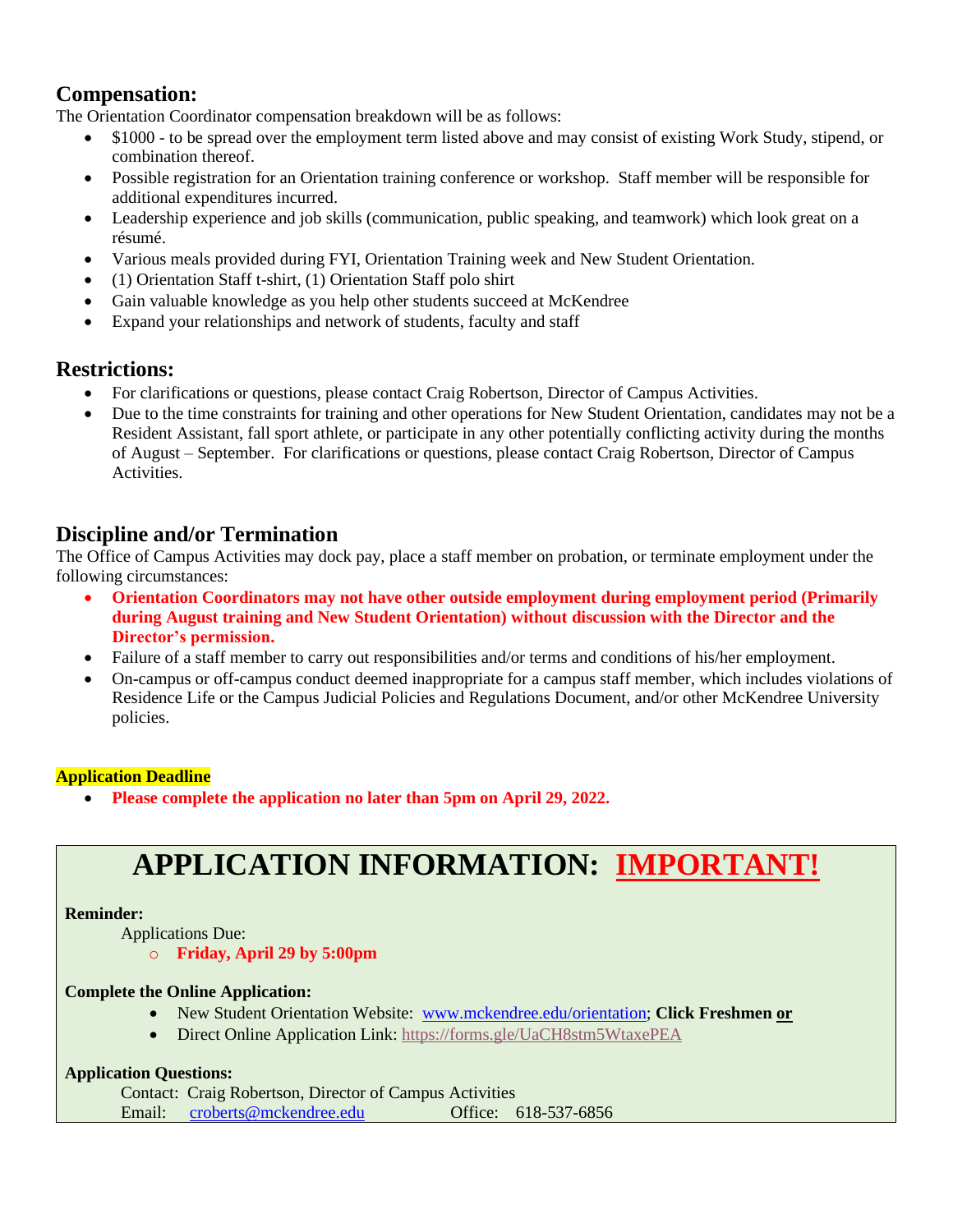## Compensation:

The Orientation Coordinator compensation breakdown will be as follows:

- $1000 - to be spread over the employment term listed above and may consist of existing Work Study, stipend, or combination thereof.
- Possible registration for an Orientation training conference or workshop. Staff member will be responsible for additional expenditures incurred.
- Leadership experience and job skills (communication, public speaking, and teamwork) which look great on a résumé.
- Various meals provided during FYI, Orientation Training week and New Student Orientation.
- (1) Orientation Staff t-shirt, (1) Orientation Staff polo shirt
- Gain valuable knowledge as you help other students succeed at McKendree
- Expand your relationships and network of students, faculty and staff

## Restrictions:

- For clarifications or questions, please contact Craig Robertson, Director of Campus Activities.
- Due to the time constraints for training and other operations for New Student Orientation, candidates may not be a Resident Assistant, fall sport athlete, or participate in any other potentially conflicting activity during the months of August – September. For clarifications or questions, please contact Craig Robertson, Director of Campus Activities.

## Discipline and/or Termination

The Office of Campus Activities may dock pay, place a staff member on probation, or terminate employment under the following circumstances:

- **Orientation Coordinators may not have other outside employment during employment period (Primarily during August training and New Student Orientation) without discussion with the Director and the Director's permission.**
- Failure of a staff member to carry out responsibilities and/or terms and conditions of his/her employment.
- On-campus or off-campus conduct deemed inappropriate for a campus staff member, which includes violations of Residence Life or the Campus Judicial Policies and Regulations Document, and/or other McKendree University policies.

**Application Deadline**

- **Please complete the application no later than 5pm on April 29, 2022.**

# APPLICATION INFORMATION: IMPORTANT!

**Reminder:**

Applications Due:

- **Friday, April 29 by 5:00pm**

**Complete the Online Application:**

- New Student Orientation Website: www.mckendree.edu/orientation; **Click Freshmen or**
- Direct Online Application Link: https://forms.gle/UaCH8stm5WtaxePEA

**Application Questions:**

Contact: Craig Robertson, Director of Campus Activities

Email: croberts@mckendree.edu Office: 618-537-6856